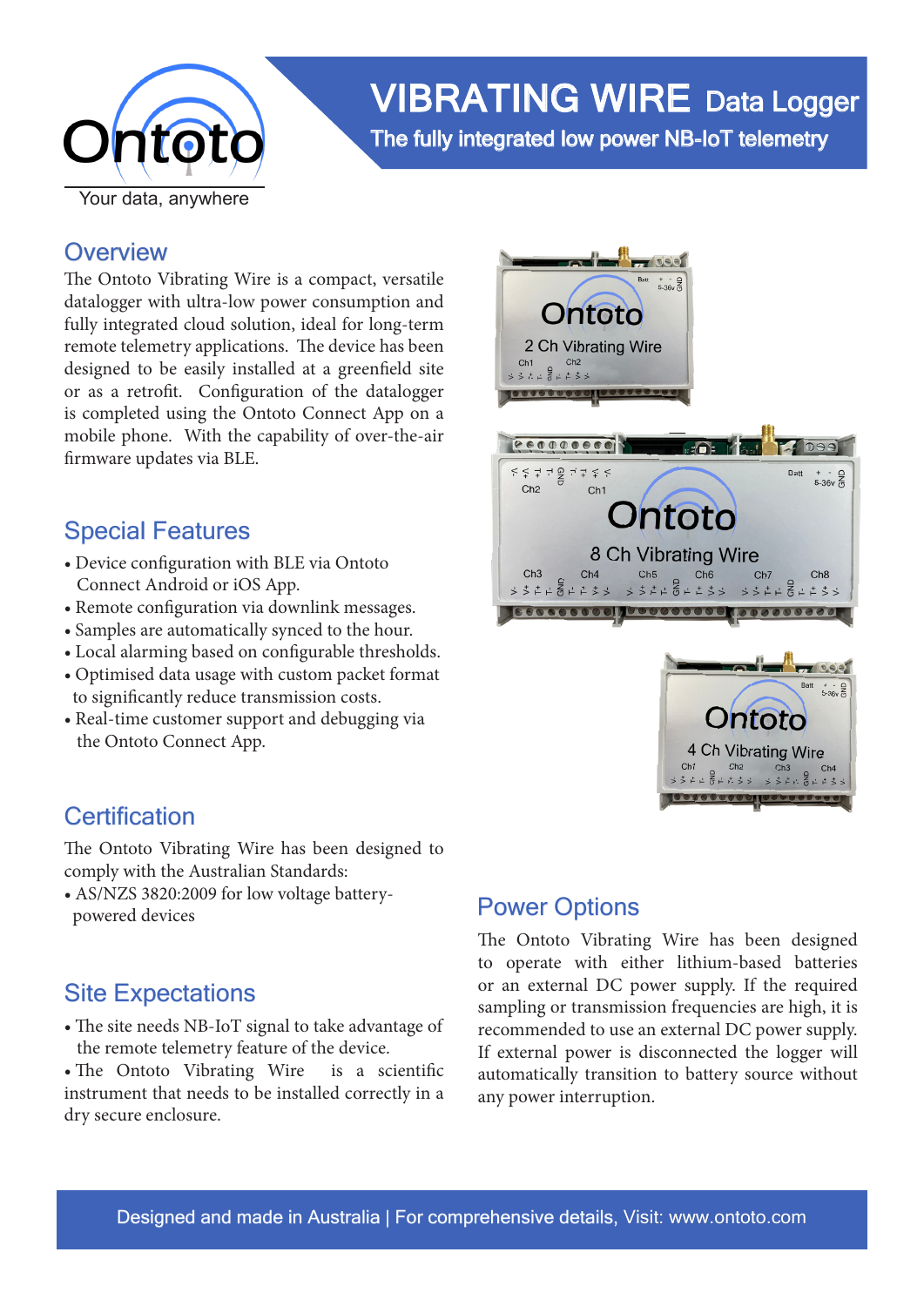Ontoto

Your data, anywhere

# VIBRATING WIRE Data Logger

The fully integrated low power NB-IoT telemetry

## Overview

The Ontoto Vibrating Wire is a compact, versatile datalogger with ultra-low power consumption and fully integrated cloud solution, ideal for long-term remote telemetry applications. The device has been designed to be easily installed at a greenfield site or as a retrofit. Configuration of the datalogger is completed using the Ontoto Connect App on a mobile phone. With the capability of over-the-air firmware updates via BLE.

## Special Features

- Device configuration with BLE via Ontoto Connect Android or iOS App.
- Remote configuration via downlink messages.
- Samples are automatically synced to the hour.
- Local alarming based on configurable thresholds.
- Optimised data usage with custom packet format to significantly reduce transmission costs.
- Real-time customer support and debugging via the Ontoto Connect App.

## Certification

The Ontoto Vibrating Wire has been designed to comply with the Australian Standards:

- AS/NZS 3820:2009 for low voltage battery-powered devices

## Site Expectations

- The site needs NB-IoT signal to take advantage of the remote telemetry feature of the device.
- The Ontoto Vibrating Wire is a scientific instrument that needs to be installed correctly in a dry secure enclosure.

## Power Options

The Ontoto Vibrating Wire has been designed to operate with either lithium-based batteries or an external DC power supply. If the required sampling or transmission frequencies are high, it is recommended to use an external DC power supply. If external power is disconnected the logger will automatically transition to battery source without any power interruption.

Designed and made in Australia | For comprehensive details, Visit: www.ontoto.com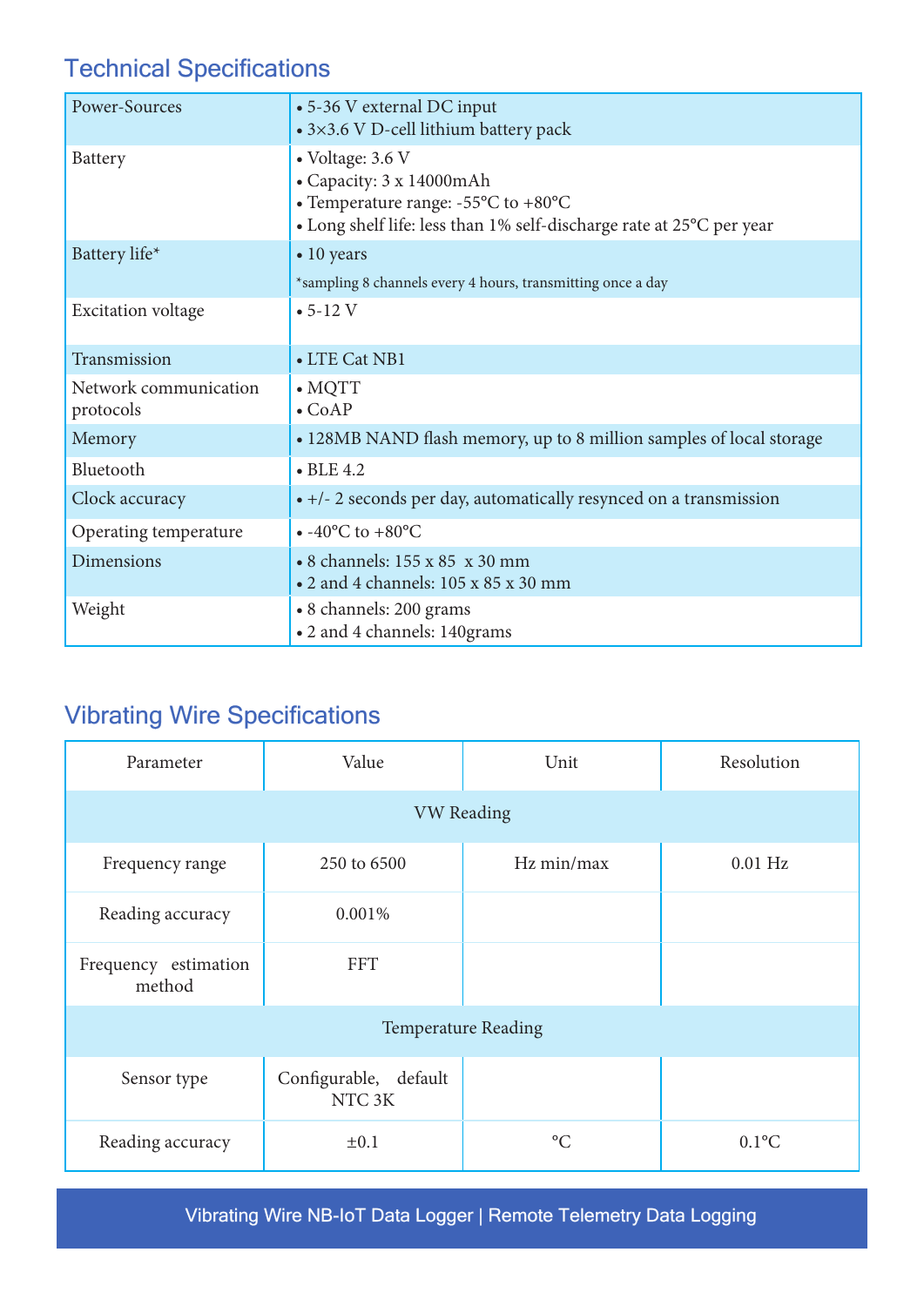## Technical Specifications

| | |
|---|---|
| Power-Sources | • 5-36 V external DC input<br>• 3×3.6 V D-cell lithium battery pack |
| Battery | • Voltage: 3.6 V<br>• Capacity: 3 x 14000mAh<br>• Temperature range: -55°C to +80°C<br>• Long shelf life: less than 1% self-discharge rate at 25°C per year |
| Battery life* | • 10 years<br>*sampling 8 channels every 4 hours, transmitting once a day |
| Excitation voltage | • 5-12 V |
| Transmission | • LTE Cat NB1 |
| Network communication protocols | • MQTT<br>• CoAP |
| Memory | • 128MB NAND flash memory, up to 8 million samples of local storage |
| Bluetooth | • BLE 4.2 |
| Clock accuracy | • +/- 2 seconds per day, automatically resynced on a transmission |
| Operating temperature | • -40°C to +80°C |
| Dimensions | • 8 channels: 155 x 85 x 30 mm<br>• 2 and 4 channels: 105 x 85 x 30 mm |
| Weight | • 8 channels: 200 grams<br>• 2 and 4 channels: 140grams |

## Vibrating Wire Specifications

| Parameter | Value | Unit | Resolution |
|---|---|---|---|
| VW Reading | | | |
| Frequency range | 250 to 6500 | Hz min/max | 0.01 Hz |
| Reading accuracy | 0.001% | | |
| Frequency estimation method | FFT | | |
| Temperature Reading | | | |
| Sensor type | Configurable, default NTC 3K | | |
| Reading accuracy | ±0.1 | °C | 0.1°C |

Vibrating Wire NB-IoT Data Logger | Remote Telemetry Data Logging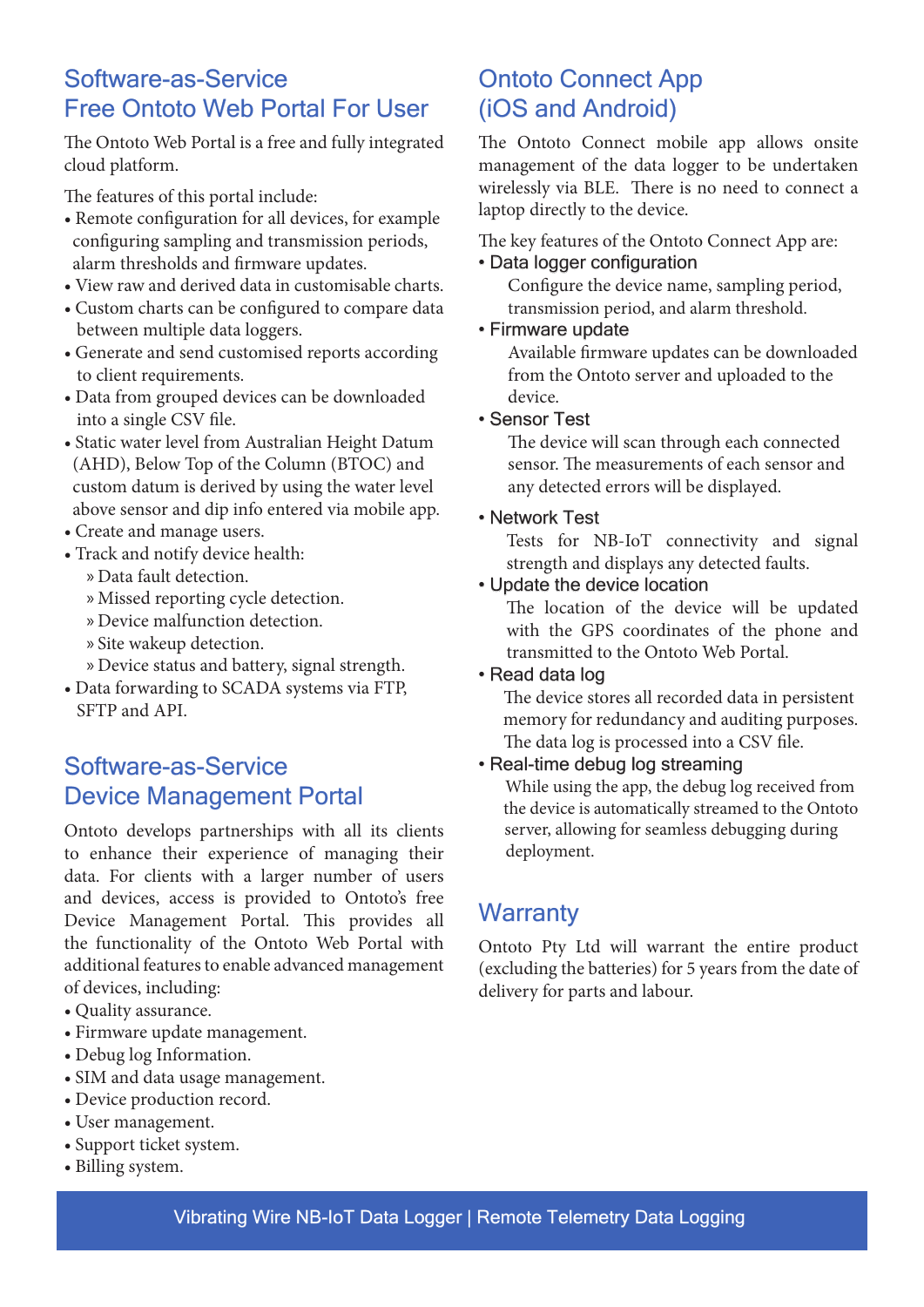## Software-as-Service
## Free Ontoto Web Portal For User

The Ontoto Web Portal is a free and fully integrated cloud platform.

The features of this portal include:

- Remote configuration for all devices, for example configuring sampling and transmission periods, alarm thresholds and firmware updates.
- View raw and derived data in customisable charts.
- Custom charts can be configured to compare data between multiple data loggers.
- Generate and send customised reports according to client requirements.
- Data from grouped devices can be downloaded into a single CSV file.
- Static water level from Australian Height Datum (AHD), Below Top of the Column (BTOC) and custom datum is derived by using the water level above sensor and dip info entered via mobile app.
- Create and manage users.
- Track and notify device health:
  - Data fault detection.
  - Missed reporting cycle detection.
  - Device malfunction detection.
  - Site wakeup detection.
  - Device status and battery, signal strength.
- Data forwarding to SCADA systems via FTP, SFTP and API.

## Software-as-Service
## Device Management Portal

Ontoto develops partnerships with all its clients to enhance their experience of managing their data. For clients with a larger number of users and devices, access is provided to Ontoto's free Device Management Portal. This provides all the functionality of the Ontoto Web Portal with additional features to enable advanced management of devices, including:

- Quality assurance.
- Firmware update management.
- Debug log Information.
- SIM and data usage management.
- Device production record.
- User management.
- Support ticket system.
- Billing system.

## Ontoto Connect App
## (iOS and Android)

The Ontoto Connect mobile app allows onsite management of the data logger to be undertaken wirelessly via BLE. There is no need to connect a laptop directly to the device.

The key features of the Ontoto Connect App are:

- **Data logger configuration**
  Configure the device name, sampling period, transmission period, and alarm threshold.
- **Firmware update**
  Available firmware updates can be downloaded from the Ontoto server and uploaded to the device.
- **Sensor Test**
  The device will scan through each connected sensor. The measurements of each sensor and any detected errors will be displayed.
- **Network Test**
  Tests for NB-IoT connectivity and signal strength and displays any detected faults.
- **Update the device location**
  The location of the device will be updated with the GPS coordinates of the phone and transmitted to the Ontoto Web Portal.
- **Read data log**
  The device stores all recorded data in persistent memory for redundancy and auditing purposes. The data log is processed into a CSV file.
- **Real-time debug log streaming**
  While using the app, the debug log received from the device is automatically streamed to the Ontoto server, allowing for seamless debugging during deployment.

## Warranty

Ontoto Pty Ltd will warrant the entire product (excluding the batteries) for 5 years from the date of delivery for parts and labour.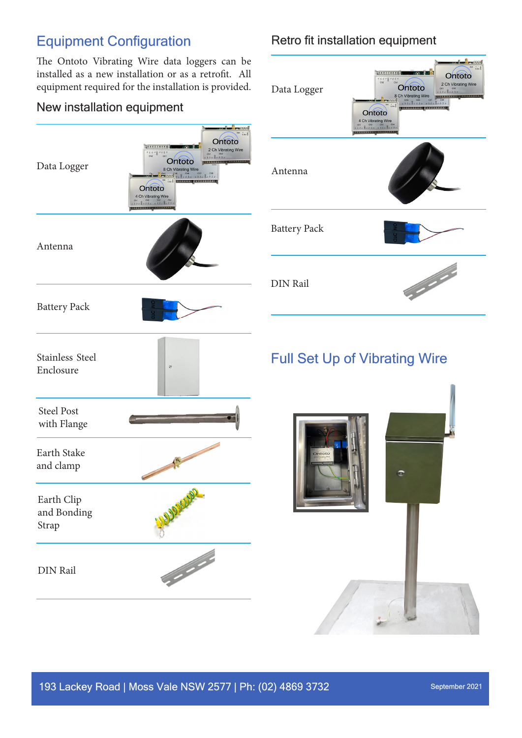## Equipment Configuration

The Ontoto Vibrating Wire data loggers can be installed as a new installation or as a retrofit. All equipment required for the installation is provided.

### New installation equipment

Data Logger

Antenna

Battery Pack

Stainless Steel Enclosure

Steel Post with Flange

Earth Stake and clamp

Earth Clip and Bonding Strap

DIN Rail

### Retro fit installation equipment

Data Logger

Antenna

Battery Pack

DIN Rail

## Full Set Up of Vibrating Wire

193 Lackey Road | Moss Vale NSW 2577 | Ph: (02) 4869 3732

September 2021